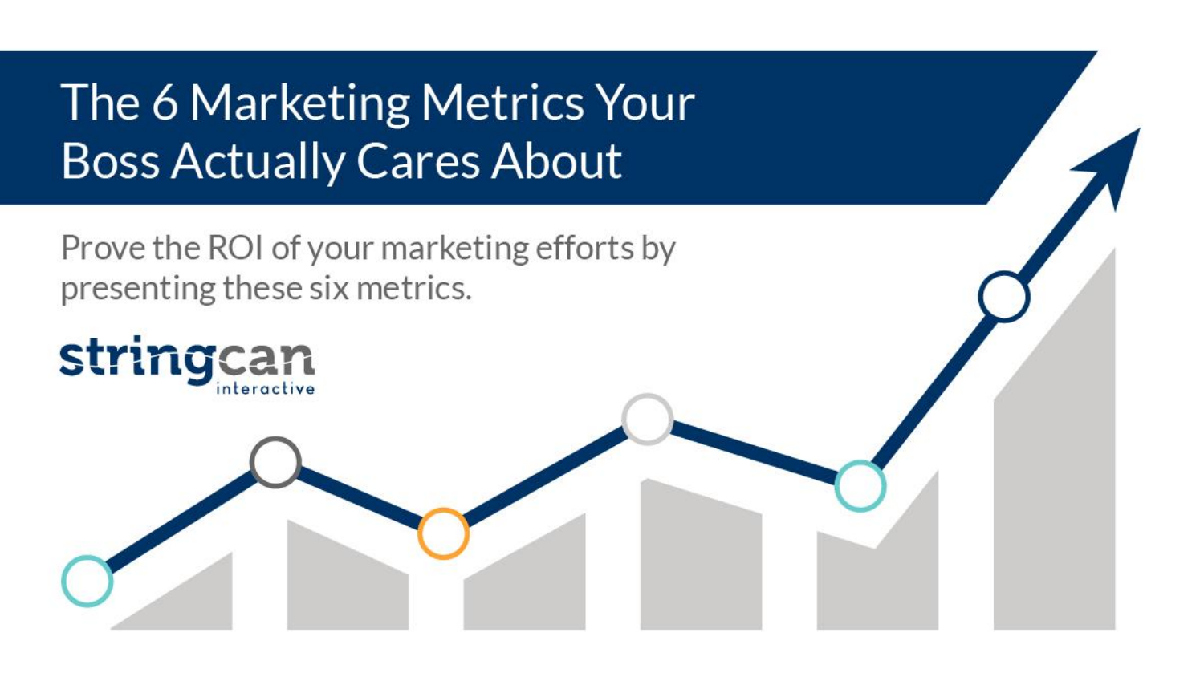# The 6 Marketing Metrics Your Boss Actually Cares About

Prove the ROI of your marketing efforts by presenting these six metrics.

stringcan interactive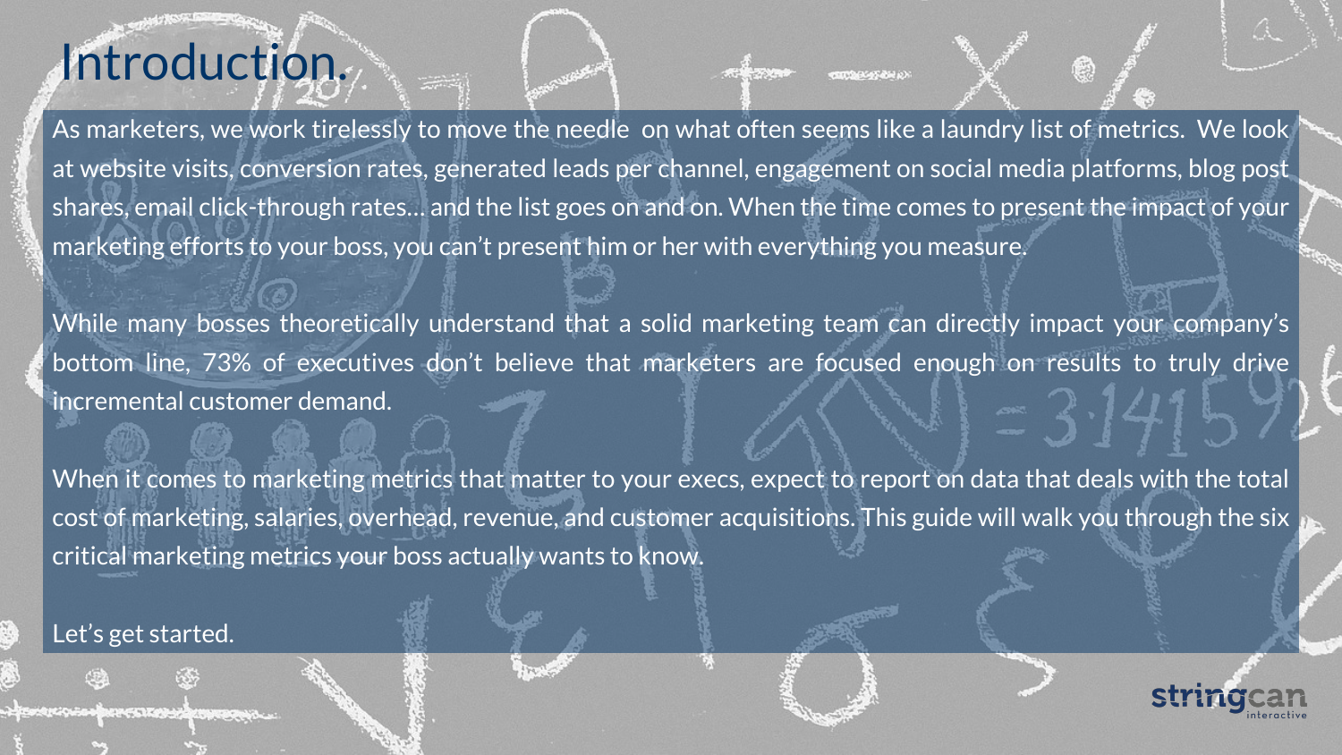# Introduction.

As marketers, we work tirelessly to move the needle on what often seems like a laundry list of metrics. We look at website visits, conversion rates, generated leads per channel, engagement on social media platforms, blog post shares, email click-through rates… and the list goes on and on. When the time comes to present the impact of your marketing efforts to your boss, you can't present him or her with everything you measure.

While many bosses theoretically understand that a solid marketing team can directly impact your company's bottom line, 73% of executives don't believe that marketers are focused enough on results to truly drive incremental customer demand.

When it comes to marketing metrics that matter to your execs, expect to report on data that deals with the total cost of marketing, salaries, overhead, revenue, and customer acquisitions. This guide will walk you through the six critical marketing metrics your boss actually wants to know.

Let's get started.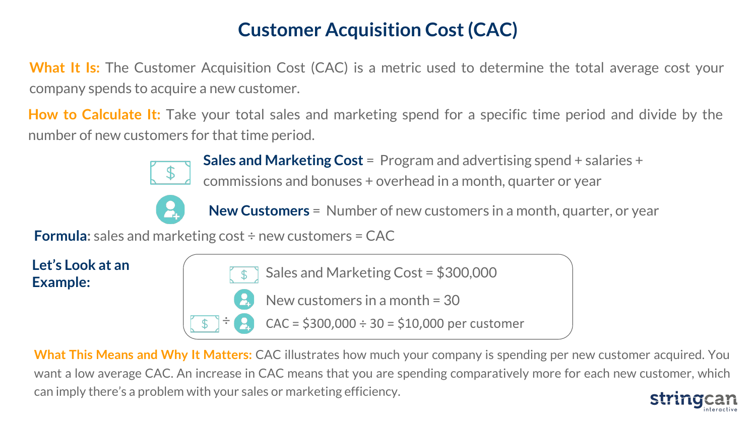# Customer Acquisition Cost (CAC)

**What It Is:** The Customer Acquisition Cost (CAC) is a metric used to determine the total average cost your company spends to acquire a new customer.

**How to Calculate It:** Take your total sales and marketing spend for a specific time period and divide by the number of new customers for that time period.

**Sales and Marketing Cost** = Program and advertising spend + salaries + commissions and bonuses + overhead in a month, quarter or year

**New Customers** = Number of new customers in a month, quarter, or year

**Formula:** sales and marketing cost ÷ new customers = CAC

**Let's Look at an Example:**

Sales and Marketing Cost = $300,000

New customers in a month = 30

CAC = $300,000 ÷ 30 = $10,000 per customer

**What This Means and Why It Matters:** CAC illustrates how much your company is spending per new customer acquired. You want a low average CAC. An increase in CAC means that you are spending comparatively more for each new customer, which can imply there's a problem with your sales or marketing efficiency.

stringcan interactive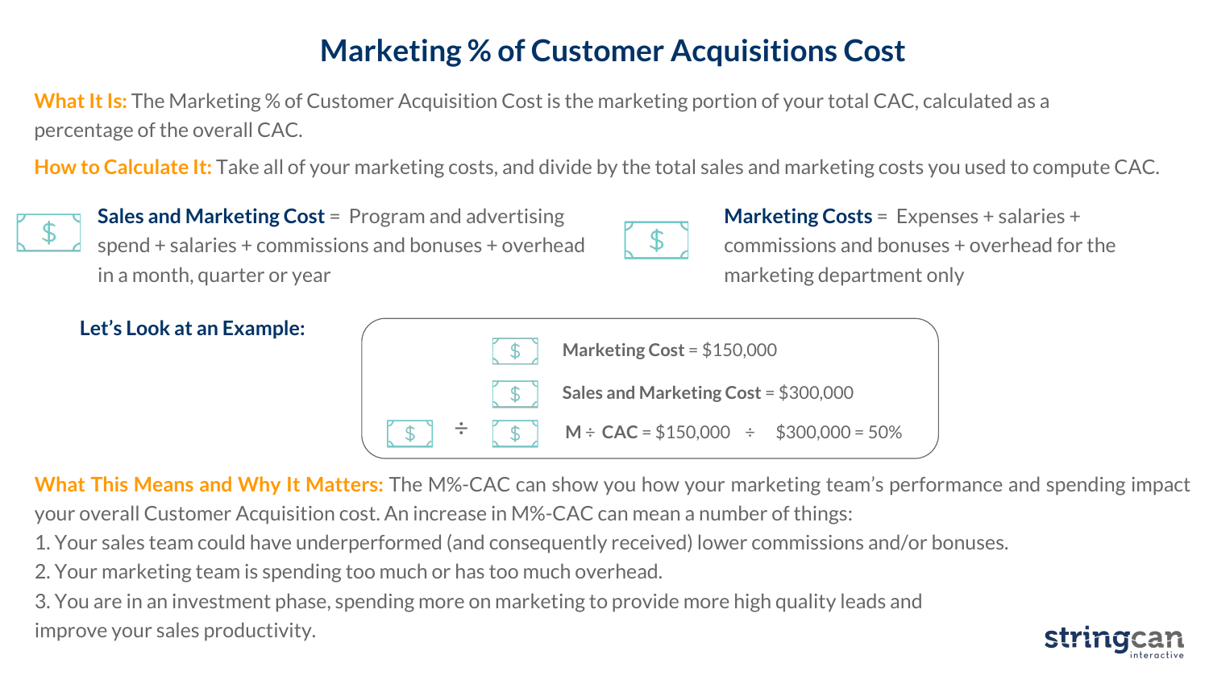# Marketing % of Customer Acquisitions Cost

**What It Is:** The Marketing % of Customer Acquisition Cost is the marketing portion of your total CAC, calculated as a percentage of the overall CAC.

**How to Calculate It:** Take all of your marketing costs, and divide by the total sales and marketing costs you used to compute CAC.

**Sales and Marketing Cost** = Program and advertising spend + salaries + commissions and bonuses + overhead in a month, quarter or year

**Marketing Costs** = Expenses + salaries + commissions and bonuses + overhead for the marketing department only

**Let's Look at an Example:**

**Marketing Cost** = $150,000

**Sales and Marketing Cost** = $300,000

**M ÷ CAC** = $150,000 ÷ $300,000 = 50%

**What This Means and Why It Matters:** The M%-CAC can show you how your marketing team's performance and spending impact your overall Customer Acquisition cost. An increase in M%-CAC can mean a number of things:

1. Your sales team could have underperformed (and consequently received) lower commissions and/or bonuses.
2. Your marketing team is spending too much or has too much overhead.
3. You are in an investment phase, spending more on marketing to provide more high quality leads and improve your sales productivity.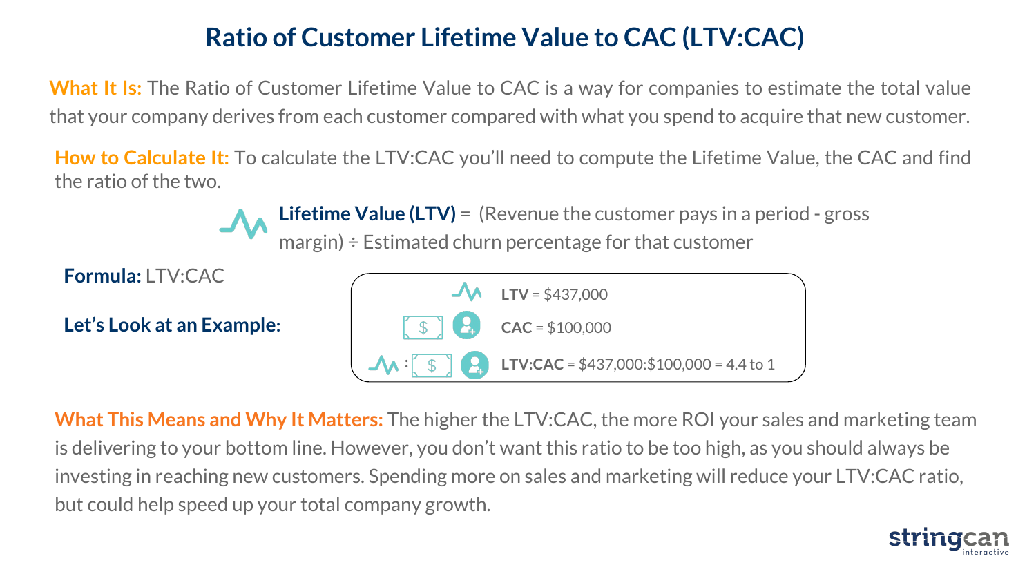# Ratio of Customer Lifetime Value to CAC (LTV:CAC)

**What It Is:** The Ratio of Customer Lifetime Value to CAC is a way for companies to estimate the total value that your company derives from each customer compared with what you spend to acquire that new customer.

**How to Calculate It:** To calculate the LTV:CAC you'll need to compute the Lifetime Value, the CAC and find the ratio of the two.

**Lifetime Value (LTV)** = (Revenue the customer pays in a period - gross margin) ÷ Estimated churn percentage for that customer

**Formula:** LTV:CAC

**Let's Look at an Example:**

- **LTV** = $437,000
- **CAC** = $100,000
- **LTV:CAC** = $437,000:$100,000 = 4.4 to 1

**What This Means and Why It Matters:** The higher the LTV:CAC, the more ROI your sales and marketing team is delivering to your bottom line. However, you don't want this ratio to be too high, as you should always be investing in reaching new customers. Spending more on sales and marketing will reduce your LTV:CAC ratio, but could help speed up your total company growth.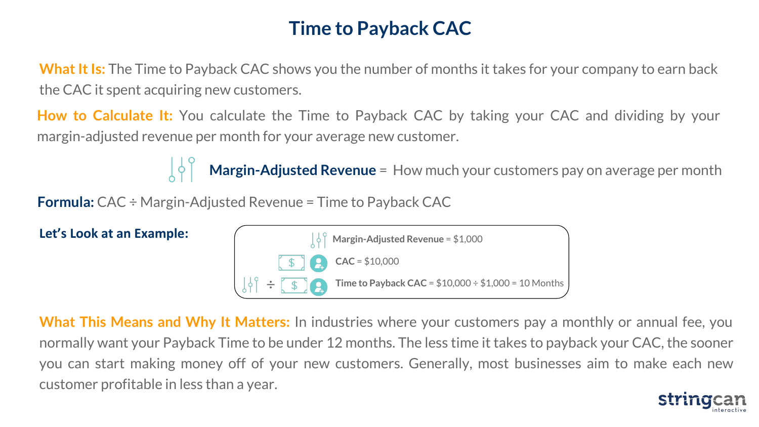# Time to Payback CAC

**What It Is:** The Time to Payback CAC shows you the number of months it takes for your company to earn back the CAC it spent acquiring new customers.

**How to Calculate It:** You calculate the Time to Payback CAC by taking your CAC and dividing by your margin-adjusted revenue per month for your average new customer.

**Margin-Adjusted Revenue** = How much your customers pay on average per month

**Formula:** CAC ÷ Margin-Adjusted Revenue = Time to Payback CAC

**Let's Look at an Example:**

**Margin-Adjusted Revenue** = $1,000

**CAC** = $10,000

**Time to Payback CAC** = $10,000 ÷ $1,000 = 10 Months

**What This Means and Why It Matters:** In industries where your customers pay a monthly or annual fee, you normally want your Payback Time to be under 12 months. The less time it takes to payback your CAC, the sooner you can start making money off of your new customers. Generally, most businesses aim to make each new customer profitable in less than a year.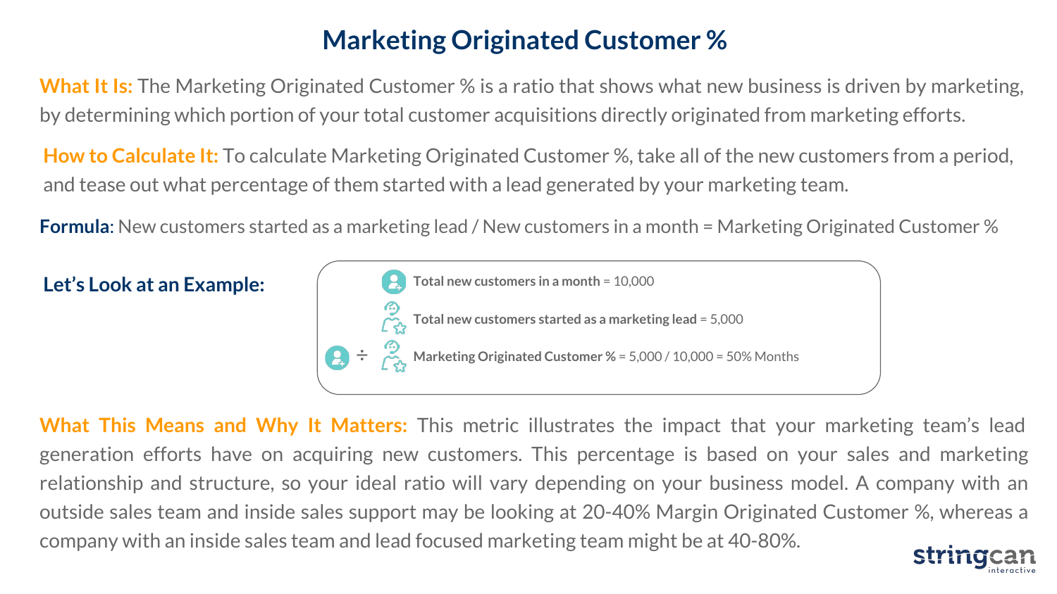# Marketing Originated Customer %

**What It Is:** The Marketing Originated Customer % is a ratio that shows what new business is driven by marketing, by determining which portion of your total customer acquisitions directly originated from marketing efforts.

**How to Calculate It:** To calculate Marketing Originated Customer %, take all of the new customers from a period, and tease out what percentage of them started with a lead generated by your marketing team.

**Formula**: New customers started as a marketing lead / New customers in a month = Marketing Originated Customer %

## Let's Look at an Example:

- **Total new customers in a month** = 10,000
- **Total new customers started as a marketing lead** = 5,000
- **Marketing Originated Customer %** = 5,000 / 10,000 = 50% Months

**What This Means and Why It Matters:** This metric illustrates the impact that your marketing team's lead generation efforts have on acquiring new customers. This percentage is based on your sales and marketing relationship and structure, so your ideal ratio will vary depending on your business model. A company with an outside sales team and inside sales support may be looking at 20-40% Margin Originated Customer %, whereas a company with an inside sales team and lead focused marketing team might be at 40-80%.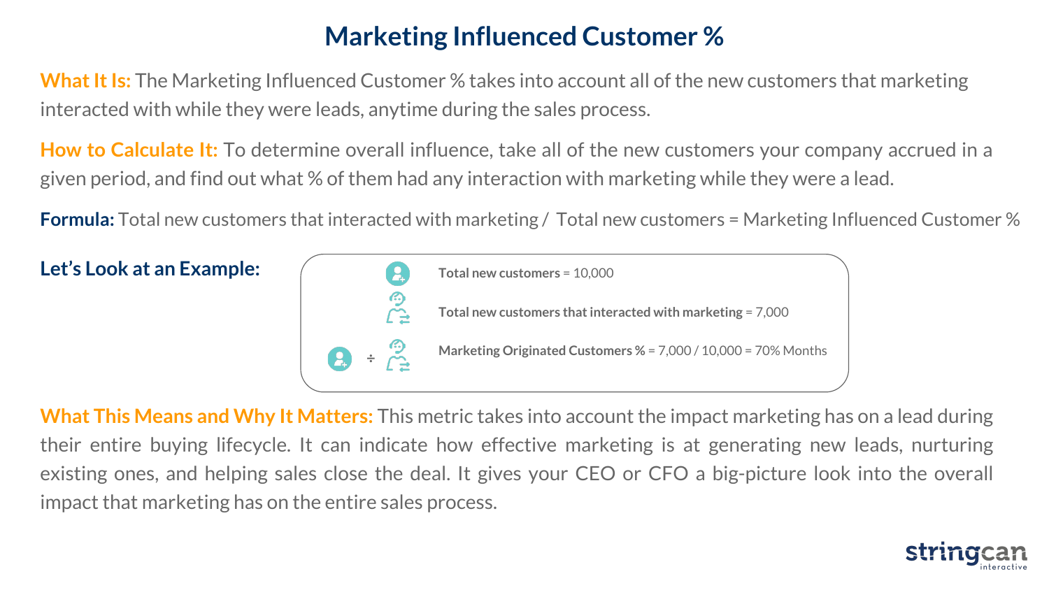# Marketing Influenced Customer %

**What It Is:** The Marketing Influenced Customer % takes into account all of the new customers that marketing interacted with while they were leads, anytime during the sales process.

**How to Calculate It:** To determine overall influence, take all of the new customers your company accrued in a given period, and find out what % of them had any interaction with marketing while they were a lead.

**Formula:** Total new customers that interacted with marketing / Total new customers = Marketing Influenced Customer %

**Let's Look at an Example:**

**Total new customers** = 10,000

**Total new customers that interacted with marketing** = 7,000

**Marketing Originated Customers %** = 7,000 / 10,000 = 70% Months

**What This Means and Why It Matters:** This metric takes into account the impact marketing has on a lead during their entire buying lifecycle. It can indicate how effective marketing is at generating new leads, nurturing existing ones, and helping sales close the deal. It gives your CEO or CFO a big-picture look into the overall impact that marketing has on the entire sales process.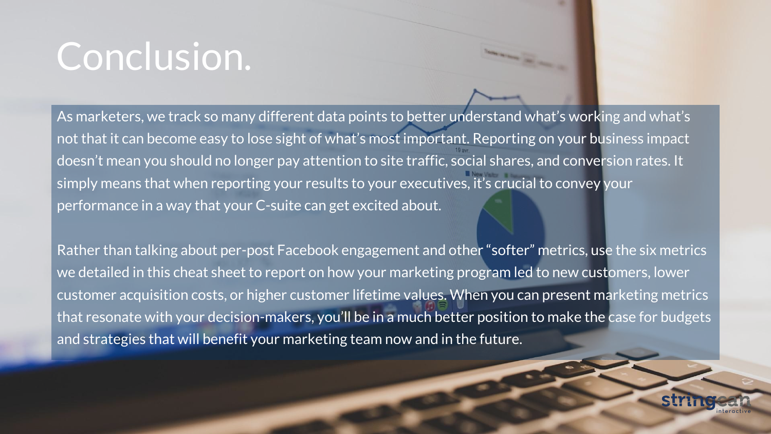# Conclusion.

As marketers, we track so many different data points to better understand what's working and what's not that it can become easy to lose sight of what's most important. Reporting on your business impact doesn't mean you should no longer pay attention to site traffic, social shares, and conversion rates. It simply means that when reporting your results to your executives, it's crucial to convey your performance in a way that your C-suite can get excited about.

Rather than talking about per-post Facebook engagement and other "softer" metrics, use the six metrics we detailed in this cheat sheet to report on how your marketing program led to new customers, lower customer acquisition costs, or higher customer lifetime values. When you can present marketing metrics that resonate with your decision-makers, you'll be in a much better position to make the case for budgets and strategies that will benefit your marketing team now and in the future.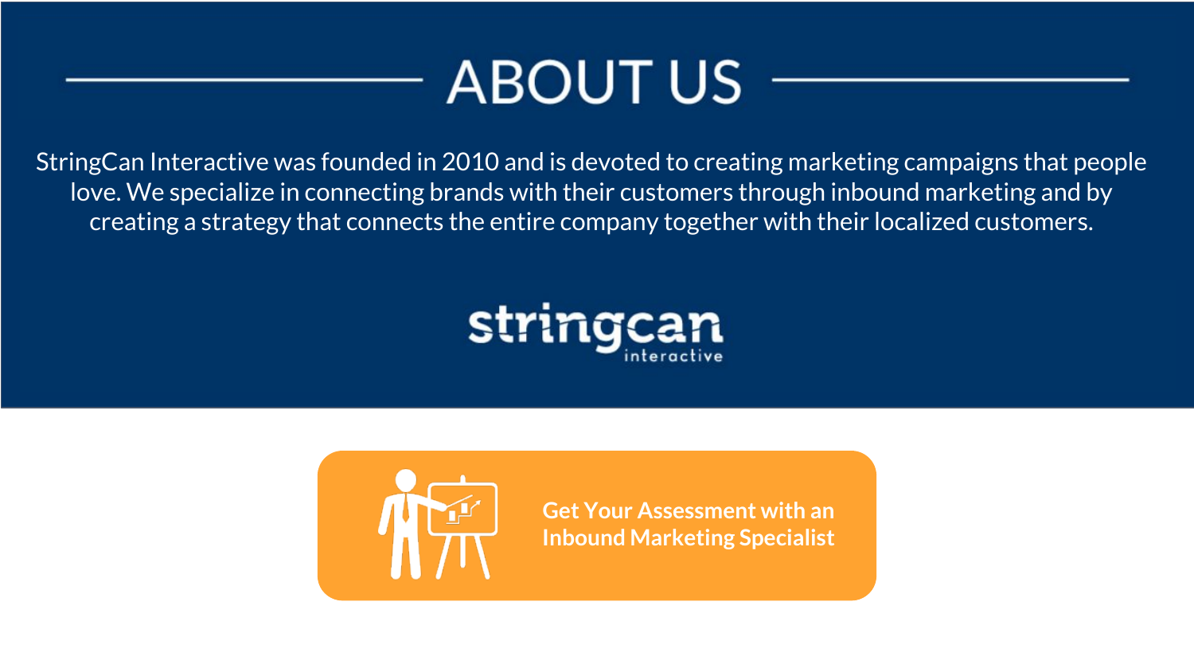# ABOUT US

StringCan Interactive was founded in 2010 and is devoted to creating marketing campaigns that people love. We specialize in connecting brands with their customers through inbound marketing and by creating a strategy that connects the entire company together with their localized customers.

stringcan interactive

**Get Your Assessment with an Inbound Marketing Specialist**